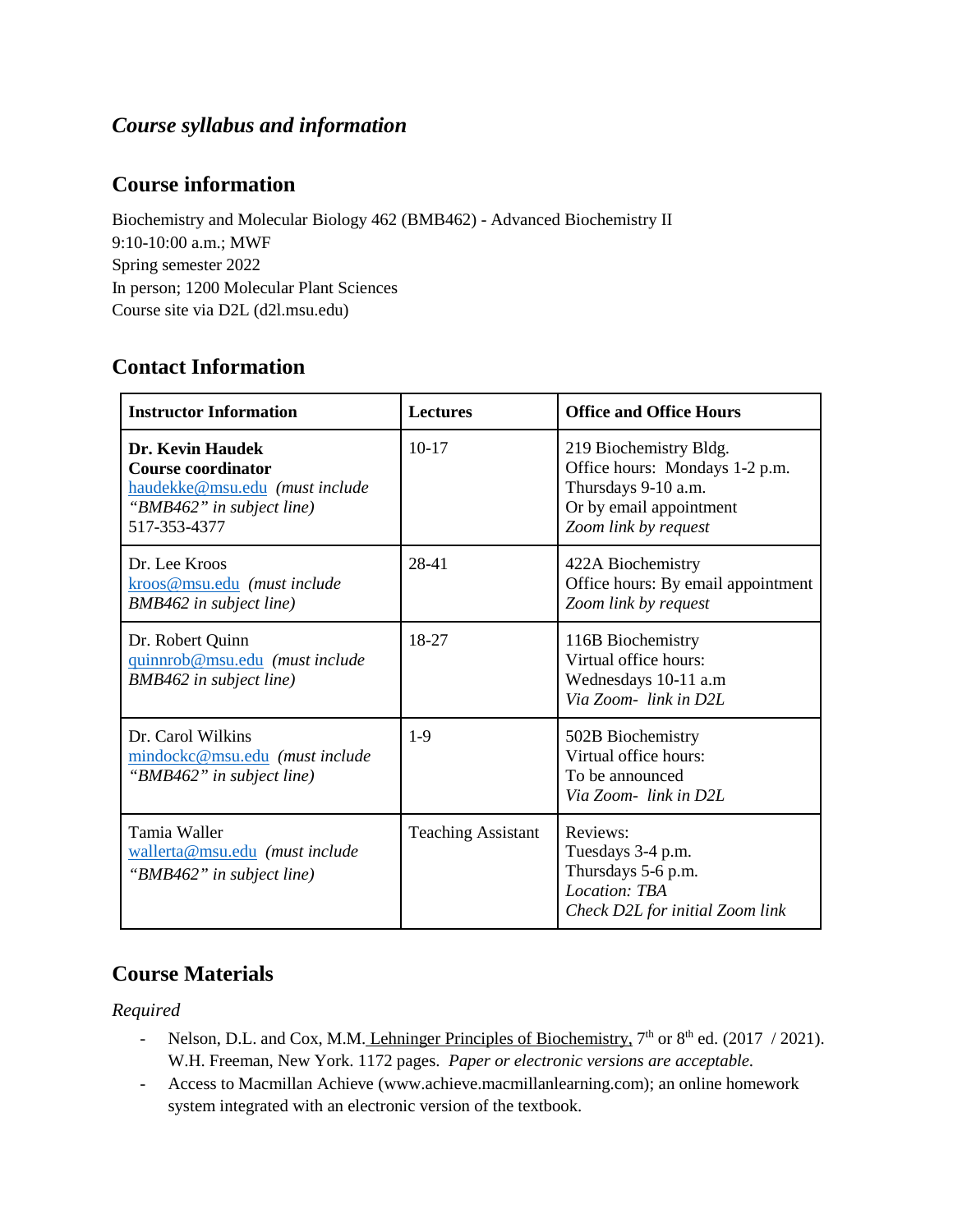## *Course syllabus and information*

## Course information

Biochemistry and Molecular Biology 462 (BMB462) - Advanced Biochemistry II
9:10-10:00 a.m.; MWF
Spring semester 2022
In person; 1200 Molecular Plant Sciences
Course site via D2L (d2l.msu.edu)

## Contact Information

| Instructor Information | Lectures | Office and Office Hours |
|---|---|---|
| **Dr. Kevin Haudek**<br>**Course coordinator**<br>haudekke@msu.edu *(must include "BMB462" in subject line)*<br>517-353-4377 | 10-17 | 219 Biochemistry Bldg.<br>Office hours: Mondays 1-2 p.m.<br>Thursdays 9-10 a.m.<br>Or by email appointment<br>*Zoom link by request* |
| Dr. Lee Kroos<br>kroos@msu.edu *(must include BMB462 in subject line)* | 28-41 | 422A Biochemistry<br>Office hours: By email appointment<br>*Zoom link by request* |
| Dr. Robert Quinn<br>quinnrob@msu.edu *(must include BMB462 in subject line)* | 18-27 | 116B Biochemistry<br>Virtual office hours:<br>Wednesdays 10-11 a.m<br>*Via Zoom- link in D2L* |
| Dr. Carol Wilkins<br>mindockc@msu.edu *(must include "BMB462" in subject line)* | 1-9 | 502B Biochemistry<br>Virtual office hours:<br>To be announced<br>*Via Zoom- link in D2L* |
| Tamia Waller<br>wallerta@msu.edu *(must include "BMB462" in subject line)* | Teaching Assistant | Reviews:<br>Tuesdays 3-4 p.m.<br>Thursdays 5-6 p.m.<br>*Location: TBA*<br>*Check D2L for initial Zoom link* |

## Course Materials

*Required*

- Nelson, D.L. and Cox, M.M. Lehninger Principles of Biochemistry, 7th or 8th ed. (2017 / 2021). W.H. Freeman, New York. 1172 pages. *Paper or electronic versions are acceptable.*
- Access to Macmillan Achieve (www.achieve.macmillanlearning.com); an online homework system integrated with an electronic version of the textbook.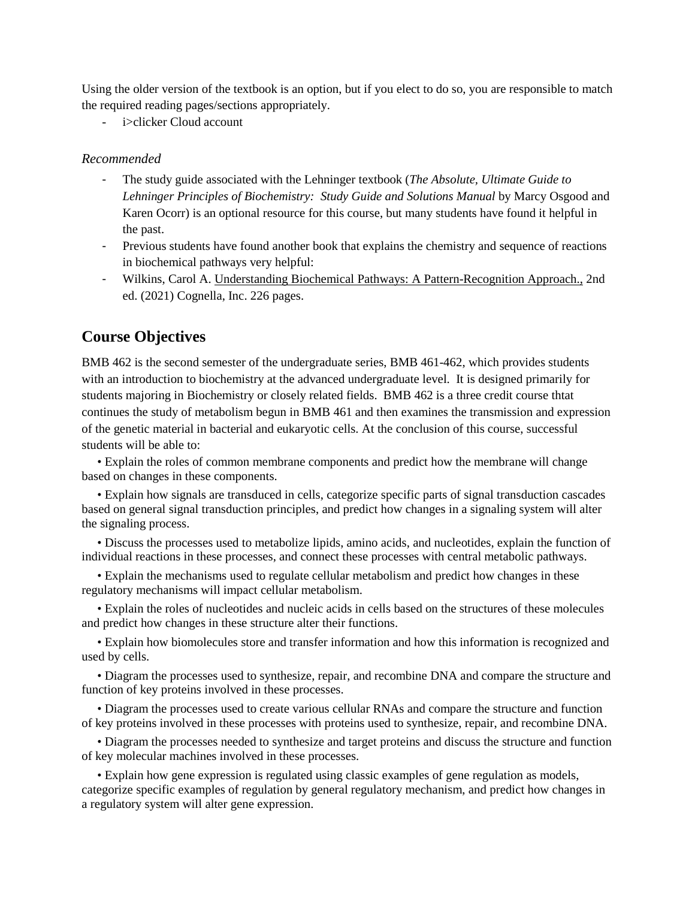Using the older version of the textbook is an option, but if you elect to do so, you are responsible to match the required reading pages/sections appropriately.

- i>clicker Cloud account

*Recommended*

- The study guide associated with the Lehninger textbook (*The Absolute, Ultimate Guide to Lehninger Principles of Biochemistry: Study Guide and Solutions Manual* by Marcy Osgood and Karen Ocorr) is an optional resource for this course, but many students have found it helpful in the past.
- Previous students have found another book that explains the chemistry and sequence of reactions in biochemical pathways very helpful:
- Wilkins, Carol A. Understanding Biochemical Pathways: A Pattern-Recognition Approach., 2nd ed. (2021) Cognella, Inc. 226 pages.

## Course Objectives

BMB 462 is the second semester of the undergraduate series, BMB 461-462, which provides students with an introduction to biochemistry at the advanced undergraduate level. It is designed primarily for students majoring in Biochemistry or closely related fields. BMB 462 is a three credit course thtat continues the study of metabolism begun in BMB 461 and then examines the transmission and expression of the genetic material in bacterial and eukaryotic cells. At the conclusion of this course, successful students will be able to:

- Explain the roles of common membrane components and predict how the membrane will change based on changes in these components.
- Explain how signals are transduced in cells, categorize specific parts of signal transduction cascades based on general signal transduction principles, and predict how changes in a signaling system will alter the signaling process.
- Discuss the processes used to metabolize lipids, amino acids, and nucleotides, explain the function of individual reactions in these processes, and connect these processes with central metabolic pathways.
- Explain the mechanisms used to regulate cellular metabolism and predict how changes in these regulatory mechanisms will impact cellular metabolism.
- Explain the roles of nucleotides and nucleic acids in cells based on the structures of these molecules and predict how changes in these structure alter their functions.
- Explain how biomolecules store and transfer information and how this information is recognized and used by cells.
- Diagram the processes used to synthesize, repair, and recombine DNA and compare the structure and function of key proteins involved in these processes.
- Diagram the processes used to create various cellular RNAs and compare the structure and function of key proteins involved in these processes with proteins used to synthesize, repair, and recombine DNA.
- Diagram the processes needed to synthesize and target proteins and discuss the structure and function of key molecular machines involved in these processes.
- Explain how gene expression is regulated using classic examples of gene regulation as models, categorize specific examples of regulation by general regulatory mechanism, and predict how changes in a regulatory system will alter gene expression.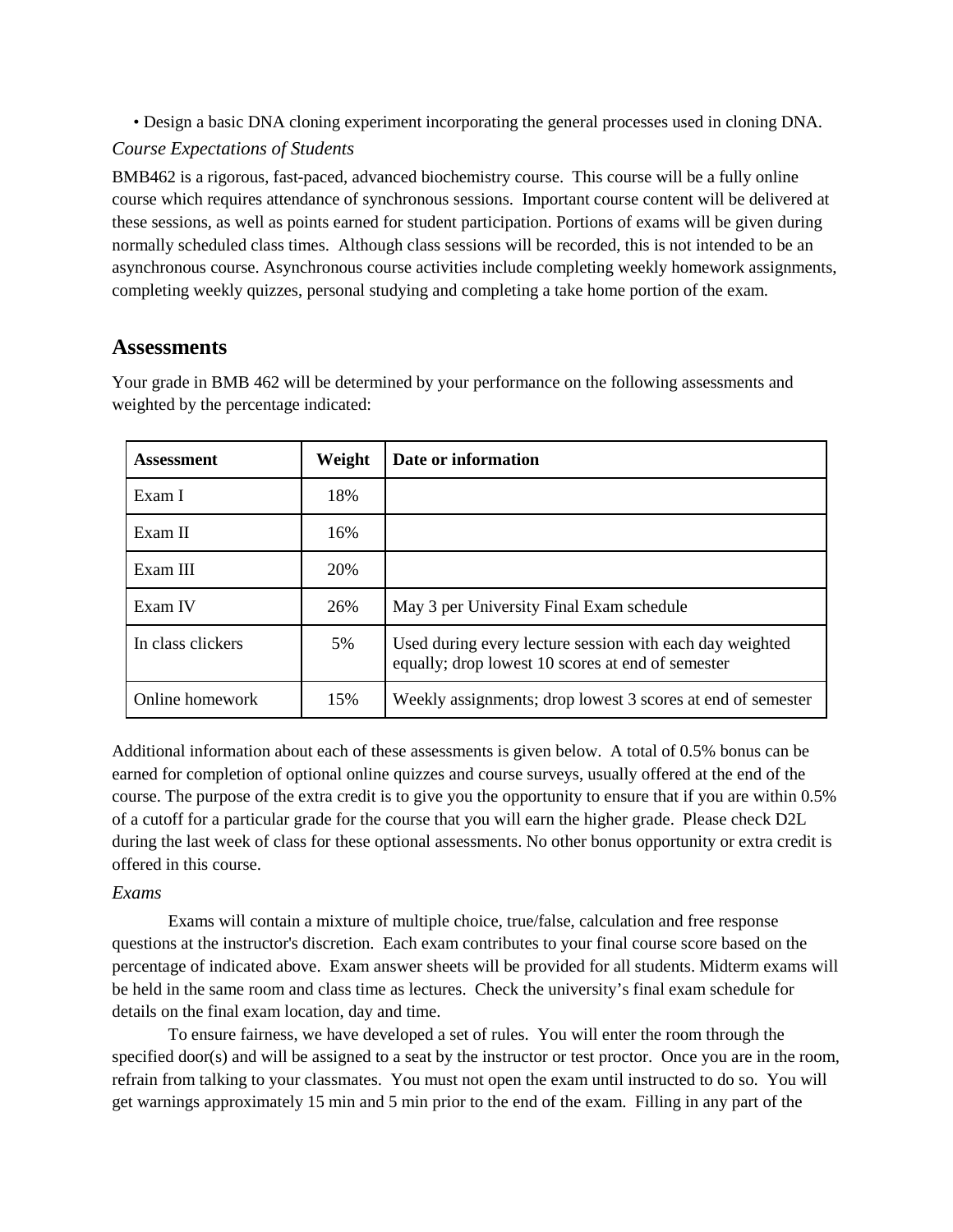- Design a basic DNA cloning experiment incorporating the general processes used in cloning DNA.

*Course Expectations of Students*

BMB462 is a rigorous, fast-paced, advanced biochemistry course. This course will be a fully online course which requires attendance of synchronous sessions. Important course content will be delivered at these sessions, as well as points earned for student participation. Portions of exams will be given during normally scheduled class times. Although class sessions will be recorded, this is not intended to be an asynchronous course. Asynchronous course activities include completing weekly homework assignments, completing weekly quizzes, personal studying and completing a take home portion of the exam.

## Assessments

Your grade in BMB 462 will be determined by your performance on the following assessments and weighted by the percentage indicated:

| Assessment | Weight | Date or information |
|---|---|---|
| Exam I | 18% | |
| Exam II | 16% | |
| Exam III | 20% | |
| Exam IV | 26% | May 3 per University Final Exam schedule |
| In class clickers | 5% | Used during every lecture session with each day weighted equally; drop lowest 10 scores at end of semester |
| Online homework | 15% | Weekly assignments; drop lowest 3 scores at end of semester |

Additional information about each of these assessments is given below. A total of 0.5% bonus can be earned for completion of optional online quizzes and course surveys, usually offered at the end of the course. The purpose of the extra credit is to give you the opportunity to ensure that if you are within 0.5% of a cutoff for a particular grade for the course that you will earn the higher grade. Please check D2L during the last week of class for these optional assessments. No other bonus opportunity or extra credit is offered in this course.

*Exams*

Exams will contain a mixture of multiple choice, true/false, calculation and free response questions at the instructor's discretion. Each exam contributes to your final course score based on the percentage of indicated above. Exam answer sheets will be provided for all students. Midterm exams will be held in the same room and class time as lectures. Check the university's final exam schedule for details on the final exam location, day and time.

To ensure fairness, we have developed a set of rules. You will enter the room through the specified door(s) and will be assigned to a seat by the instructor or test proctor. Once you are in the room, refrain from talking to your classmates. You must not open the exam until instructed to do so. You will get warnings approximately 15 min and 5 min prior to the end of the exam. Filling in any part of the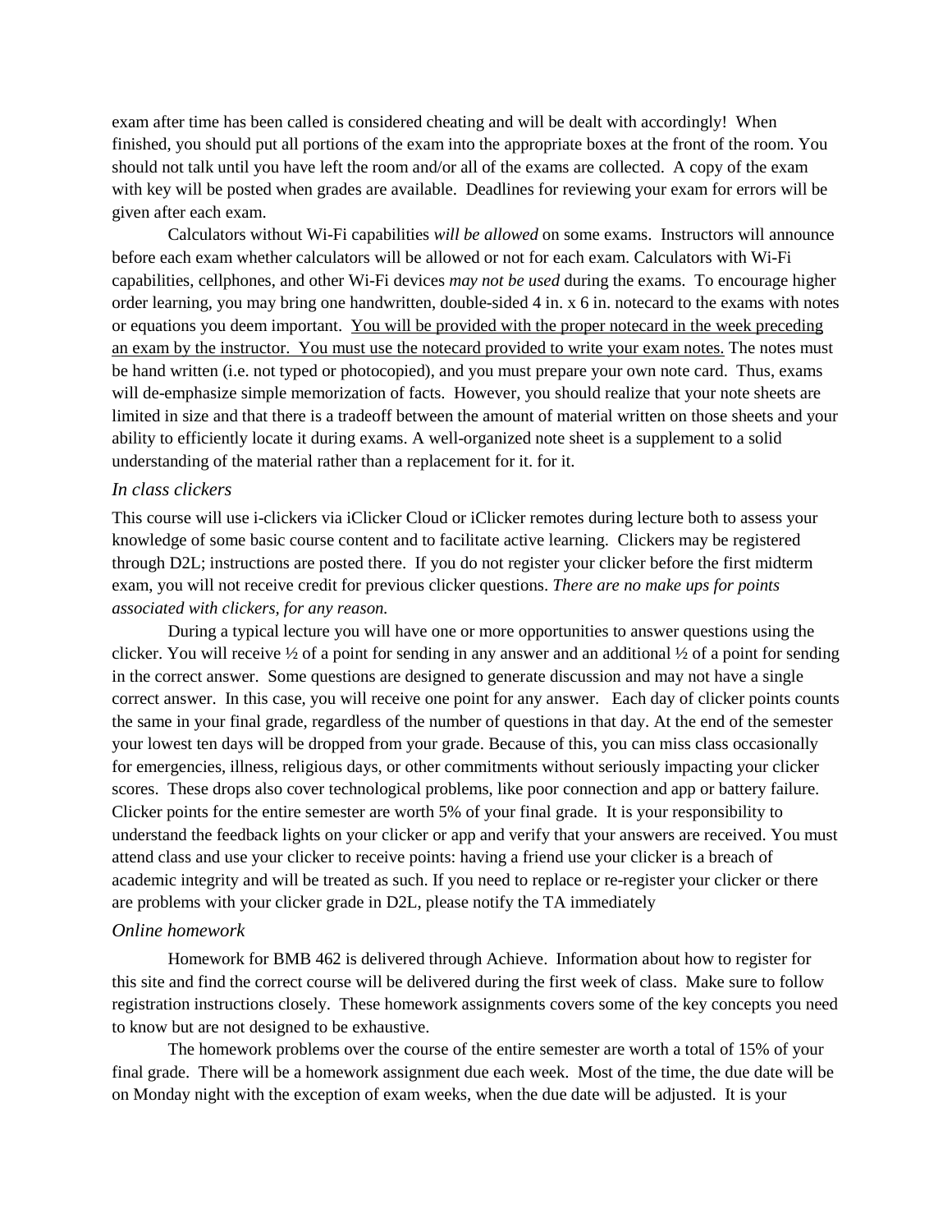exam after time has been called is considered cheating and will be dealt with accordingly! When finished, you should put all portions of the exam into the appropriate boxes at the front of the room. You should not talk until you have left the room and/or all of the exams are collected. A copy of the exam with key will be posted when grades are available. Deadlines for reviewing your exam for errors will be given after each exam.

Calculators without Wi-Fi capabilities *will be allowed* on some exams. Instructors will announce before each exam whether calculators will be allowed or not for each exam. Calculators with Wi-Fi capabilities, cellphones, and other Wi-Fi devices *may not be used* during the exams. To encourage higher order learning, you may bring one handwritten, double-sided 4 in. x 6 in. notecard to the exams with notes or equations you deem important. <u>You will be provided with the proper notecard in the week preceding an exam by the instructor. You must use the notecard provided to write your exam notes.</u> The notes must be hand written (i.e. not typed or photocopied), and you must prepare your own note card. Thus, exams will de-emphasize simple memorization of facts. However, you should realize that your note sheets are limited in size and that there is a tradeoff between the amount of material written on those sheets and your ability to efficiently locate it during exams. A well-organized note sheet is a supplement to a solid understanding of the material rather than a replacement for it. for it.

### *In class clickers*

This course will use i-clickers via iClicker Cloud or iClicker remotes during lecture both to assess your knowledge of some basic course content and to facilitate active learning. Clickers may be registered through D2L; instructions are posted there. If you do not register your clicker before the first midterm exam, you will not receive credit for previous clicker questions. *There are no make ups for points associated with clickers, for any reason.*

During a typical lecture you will have one or more opportunities to answer questions using the clicker. You will receive ½ of a point for sending in any answer and an additional ½ of a point for sending in the correct answer. Some questions are designed to generate discussion and may not have a single correct answer. In this case, you will receive one point for any answer. Each day of clicker points counts the same in your final grade, regardless of the number of questions in that day. At the end of the semester your lowest ten days will be dropped from your grade. Because of this, you can miss class occasionally for emergencies, illness, religious days, or other commitments without seriously impacting your clicker scores. These drops also cover technological problems, like poor connection and app or battery failure. Clicker points for the entire semester are worth 5% of your final grade. It is your responsibility to understand the feedback lights on your clicker or app and verify that your answers are received. You must attend class and use your clicker to receive points: having a friend use your clicker is a breach of academic integrity and will be treated as such. If you need to replace or re-register your clicker or there are problems with your clicker grade in D2L, please notify the TA immediately

### *Online homework*

Homework for BMB 462 is delivered through Achieve. Information about how to register for this site and find the correct course will be delivered during the first week of class. Make sure to follow registration instructions closely. These homework assignments covers some of the key concepts you need to know but are not designed to be exhaustive.

The homework problems over the course of the entire semester are worth a total of 15% of your final grade. There will be a homework assignment due each week. Most of the time, the due date will be on Monday night with the exception of exam weeks, when the due date will be adjusted. It is your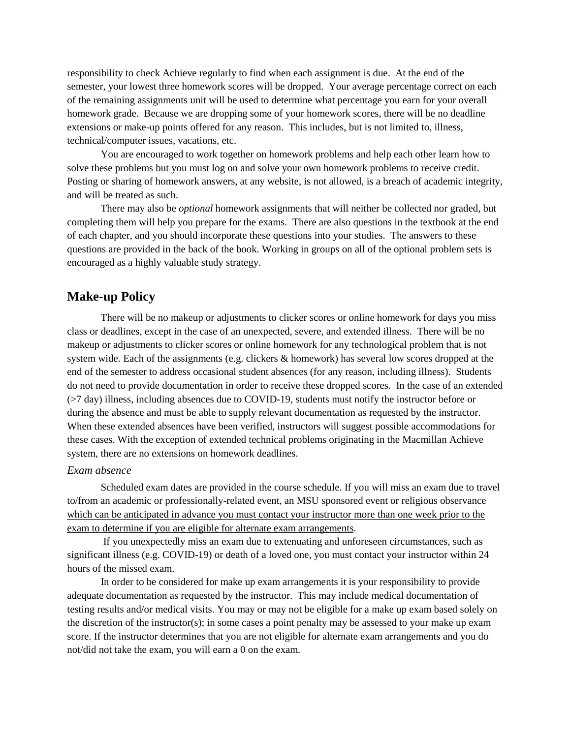responsibility to check Achieve regularly to find when each assignment is due. At the end of the semester, your lowest three homework scores will be dropped. Your average percentage correct on each of the remaining assignments unit will be used to determine what percentage you earn for your overall homework grade. Because we are dropping some of your homework scores, there will be no deadline extensions or make-up points offered for any reason. This includes, but is not limited to, illness, technical/computer issues, vacations, etc.

You are encouraged to work together on homework problems and help each other learn how to solve these problems but you must log on and solve your own homework problems to receive credit. Posting or sharing of homework answers, at any website, is not allowed, is a breach of academic integrity, and will be treated as such.

There may also be *optional* homework assignments that will neither be collected nor graded, but completing them will help you prepare for the exams. There are also questions in the textbook at the end of each chapter, and you should incorporate these questions into your studies. The answers to these questions are provided in the back of the book. Working in groups on all of the optional problem sets is encouraged as a highly valuable study strategy.

## Make-up Policy

There will be no makeup or adjustments to clicker scores or online homework for days you miss class or deadlines, except in the case of an unexpected, severe, and extended illness. There will be no makeup or adjustments to clicker scores or online homework for any technological problem that is not system wide. Each of the assignments (e.g. clickers & homework) has several low scores dropped at the end of the semester to address occasional student absences (for any reason, including illness). Students do not need to provide documentation in order to receive these dropped scores. In the case of an extended (>7 day) illness, including absences due to COVID-19, students must notify the instructor before or during the absence and must be able to supply relevant documentation as requested by the instructor. When these extended absences have been verified, instructors will suggest possible accommodations for these cases. With the exception of extended technical problems originating in the Macmillan Achieve system, there are no extensions on homework deadlines.

### *Exam absence*

Scheduled exam dates are provided in the course schedule. If you will miss an exam due to travel to/from an academic or professionally-related event, an MSU sponsored event or religious observance <u>which can be anticipated in advance you must contact your instructor more than one week prior to the exam to determine if you are eligible for alternate exam arrangements</u>.

If you unexpectedly miss an exam due to extenuating and unforeseen circumstances, such as significant illness (e.g. COVID-19) or death of a loved one, you must contact your instructor within 24 hours of the missed exam.

In order to be considered for make up exam arrangements it is your responsibility to provide adequate documentation as requested by the instructor. This may include medical documentation of testing results and/or medical visits. You may or may not be eligible for a make up exam based solely on the discretion of the instructor(s); in some cases a point penalty may be assessed to your make up exam score. If the instructor determines that you are not eligible for alternate exam arrangements and you do not/did not take the exam, you will earn a 0 on the exam.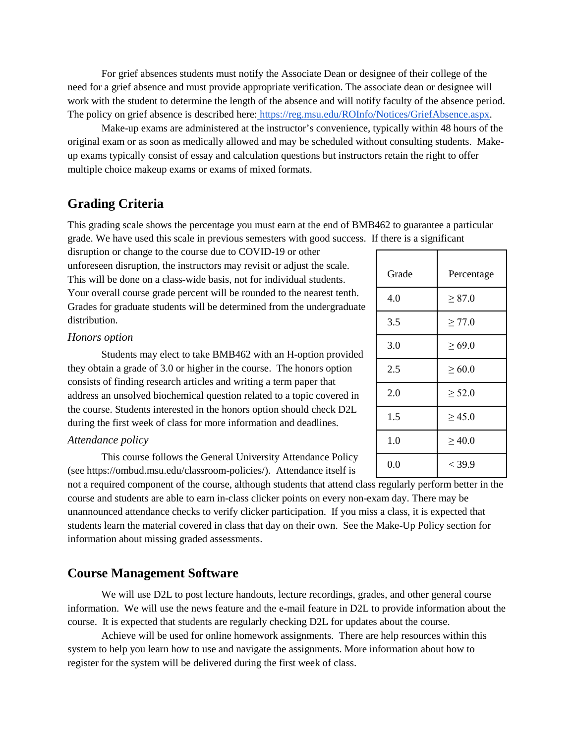For grief absences students must notify the Associate Dean or designee of their college of the need for a grief absence and must provide appropriate verification. The associate dean or designee will work with the student to determine the length of the absence and will notify faculty of the absence period. The policy on grief absence is described here: https://reg.msu.edu/ROInfo/Notices/GriefAbsence.aspx.

Make-up exams are administered at the instructor's convenience, typically within 48 hours of the original exam or as soon as medically allowed and may be scheduled without consulting students. Make-up exams typically consist of essay and calculation questions but instructors retain the right to offer multiple choice makeup exams or exams of mixed formats.

## Grading Criteria

This grading scale shows the percentage you must earn at the end of BMB462 to guarantee a particular grade. We have used this scale in previous semesters with good success. If there is a significant disruption or change to the course due to COVID-19 or other unforeseen disruption, the instructors may revisit or adjust the scale. This will be done on a class-wide basis, not for individual students. Your overall course grade percent will be rounded to the nearest tenth. Grades for graduate students will be determined from the undergraduate distribution.

| Grade | Percentage |
|---|---|
| 4.0 | ≥ 87.0 |
| 3.5 | ≥ 77.0 |
| 3.0 | ≥ 69.0 |
| 2.5 | ≥ 60.0 |
| 2.0 | ≥ 52.0 |
| 1.5 | ≥ 45.0 |
| 1.0 | ≥ 40.0 |
| 0.0 | < 39.9 |

### *Honors option*

Students may elect to take BMB462 with an H-option provided they obtain a grade of 3.0 or higher in the course. The honors option consists of finding research articles and writing a term paper that address an unsolved biochemical question related to a topic covered in the course. Students interested in the honors option should check D2L during the first week of class for more information and deadlines.

### *Attendance policy*

This course follows the General University Attendance Policy (see https://ombud.msu.edu/classroom-policies/). Attendance itself is not a required component of the course, although students that attend class regularly perform better in the course and students are able to earn in-class clicker points on every non-exam day. There may be unannounced attendance checks to verify clicker participation. If you miss a class, it is expected that students learn the material covered in class that day on their own. See the Make-Up Policy section for information about missing graded assessments.

## Course Management Software

We will use D2L to post lecture handouts, lecture recordings, grades, and other general course information. We will use the news feature and the e-mail feature in D2L to provide information about the course. It is expected that students are regularly checking D2L for updates about the course.

Achieve will be used for online homework assignments. There are help resources within this system to help you learn how to use and navigate the assignments. More information about how to register for the system will be delivered during the first week of class.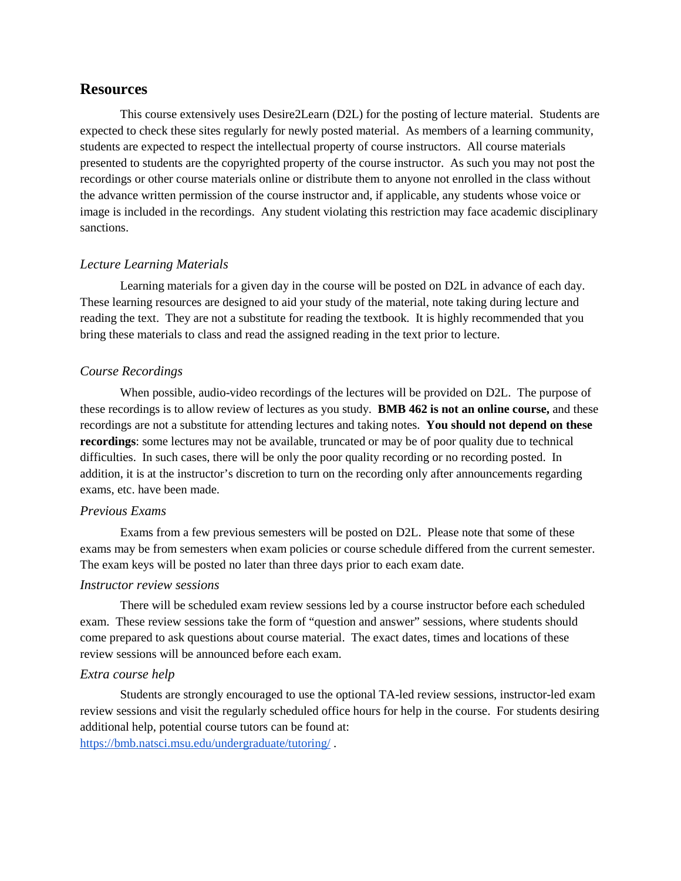## Resources

This course extensively uses Desire2Learn (D2L) for the posting of lecture material. Students are expected to check these sites regularly for newly posted material. As members of a learning community, students are expected to respect the intellectual property of course instructors. All course materials presented to students are the copyrighted property of the course instructor. As such you may not post the recordings or other course materials online or distribute them to anyone not enrolled in the class without the advance written permission of the course instructor and, if applicable, any students whose voice or image is included in the recordings. Any student violating this restriction may face academic disciplinary sanctions.

### *Lecture Learning Materials*

Learning materials for a given day in the course will be posted on D2L in advance of each day. These learning resources are designed to aid your study of the material, note taking during lecture and reading the text. They are not a substitute for reading the textbook. It is highly recommended that you bring these materials to class and read the assigned reading in the text prior to lecture.

### *Course Recordings*

When possible, audio-video recordings of the lectures will be provided on D2L. The purpose of these recordings is to allow review of lectures as you study. **BMB 462 is not an online course,** and these recordings are not a substitute for attending lectures and taking notes. **You should not depend on these recordings**: some lectures may not be available, truncated or may be of poor quality due to technical difficulties. In such cases, there will be only the poor quality recording or no recording posted. In addition, it is at the instructor's discretion to turn on the recording only after announcements regarding exams, etc. have been made.

### *Previous Exams*

Exams from a few previous semesters will be posted on D2L. Please note that some of these exams may be from semesters when exam policies or course schedule differed from the current semester. The exam keys will be posted no later than three days prior to each exam date.

### *Instructor review sessions*

There will be scheduled exam review sessions led by a course instructor before each scheduled exam. These review sessions take the form of "question and answer" sessions, where students should come prepared to ask questions about course material. The exact dates, times and locations of these review sessions will be announced before each exam.

### *Extra course help*

Students are strongly encouraged to use the optional TA-led review sessions, instructor-led exam review sessions and visit the regularly scheduled office hours for help in the course. For students desiring additional help, potential course tutors can be found at: https://bmb.natsci.msu.edu/undergraduate/tutoring/ .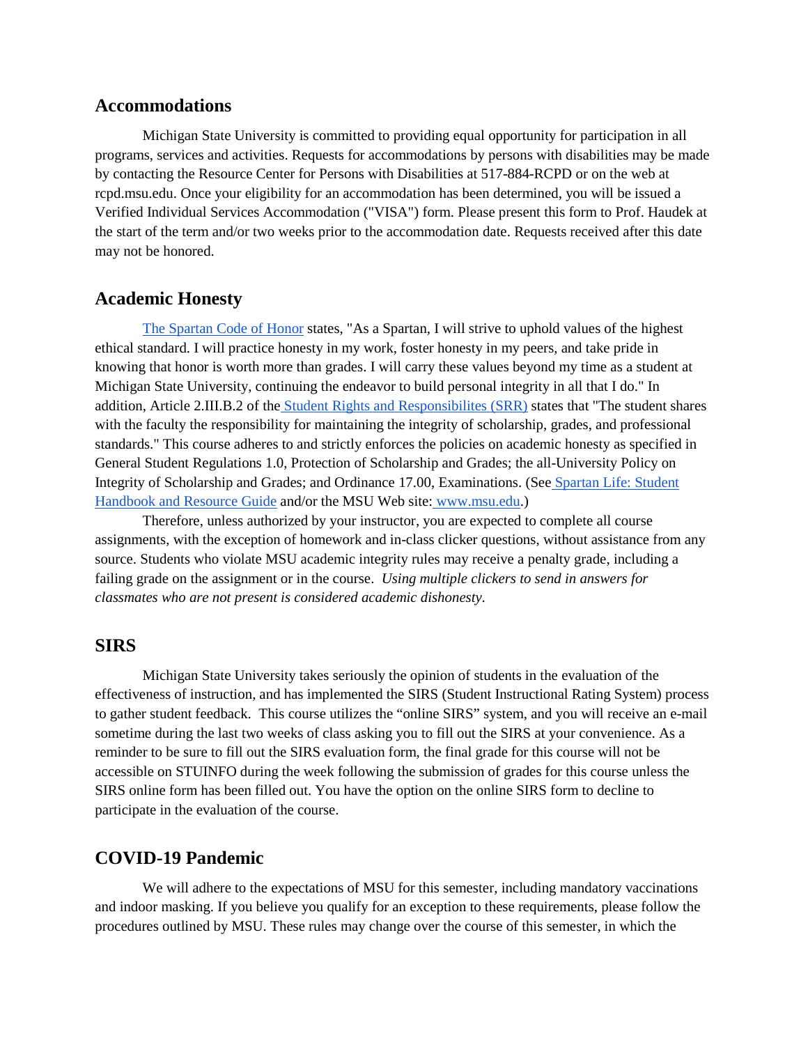## Accommodations

Michigan State University is committed to providing equal opportunity for participation in all programs, services and activities. Requests for accommodations by persons with disabilities may be made by contacting the Resource Center for Persons with Disabilities at 517-884-RCPD or on the web at rcpd.msu.edu. Once your eligibility for an accommodation has been determined, you will be issued a Verified Individual Services Accommodation ("VISA") form. Please present this form to Prof. Haudek at the start of the term and/or two weeks prior to the accommodation date. Requests received after this date may not be honored.

## Academic Honesty

The Spartan Code of Honor states, "As a Spartan, I will strive to uphold values of the highest ethical standard. I will practice honesty in my work, foster honesty in my peers, and take pride in knowing that honor is worth more than grades. I will carry these values beyond my time as a student at Michigan State University, continuing the endeavor to build personal integrity in all that I do." In addition, Article 2.III.B.2 of the Student Rights and Responsibilites (SRR) states that "The student shares with the faculty the responsibility for maintaining the integrity of scholarship, grades, and professional standards." This course adheres to and strictly enforces the policies on academic honesty as specified in General Student Regulations 1.0, Protection of Scholarship and Grades; the all-University Policy on Integrity of Scholarship and Grades; and Ordinance 17.00, Examinations. (See Spartan Life: Student Handbook and Resource Guide and/or the MSU Web site: www.msu.edu.)

Therefore, unless authorized by your instructor, you are expected to complete all course assignments, with the exception of homework and in-class clicker questions, without assistance from any source. Students who violate MSU academic integrity rules may receive a penalty grade, including a failing grade on the assignment or in the course. *Using multiple clickers to send in answers for classmates who are not present is considered academic dishonesty*.

## SIRS

Michigan State University takes seriously the opinion of students in the evaluation of the effectiveness of instruction, and has implemented the SIRS (Student Instructional Rating System) process to gather student feedback. This course utilizes the "online SIRS" system, and you will receive an e-mail sometime during the last two weeks of class asking you to fill out the SIRS at your convenience. As a reminder to be sure to fill out the SIRS evaluation form, the final grade for this course will not be accessible on STUINFO during the week following the submission of grades for this course unless the SIRS online form has been filled out. You have the option on the online SIRS form to decline to participate in the evaluation of the course.

## COVID-19 Pandemic

We will adhere to the expectations of MSU for this semester, including mandatory vaccinations and indoor masking. If you believe you qualify for an exception to these requirements, please follow the procedures outlined by MSU. These rules may change over the course of this semester, in which the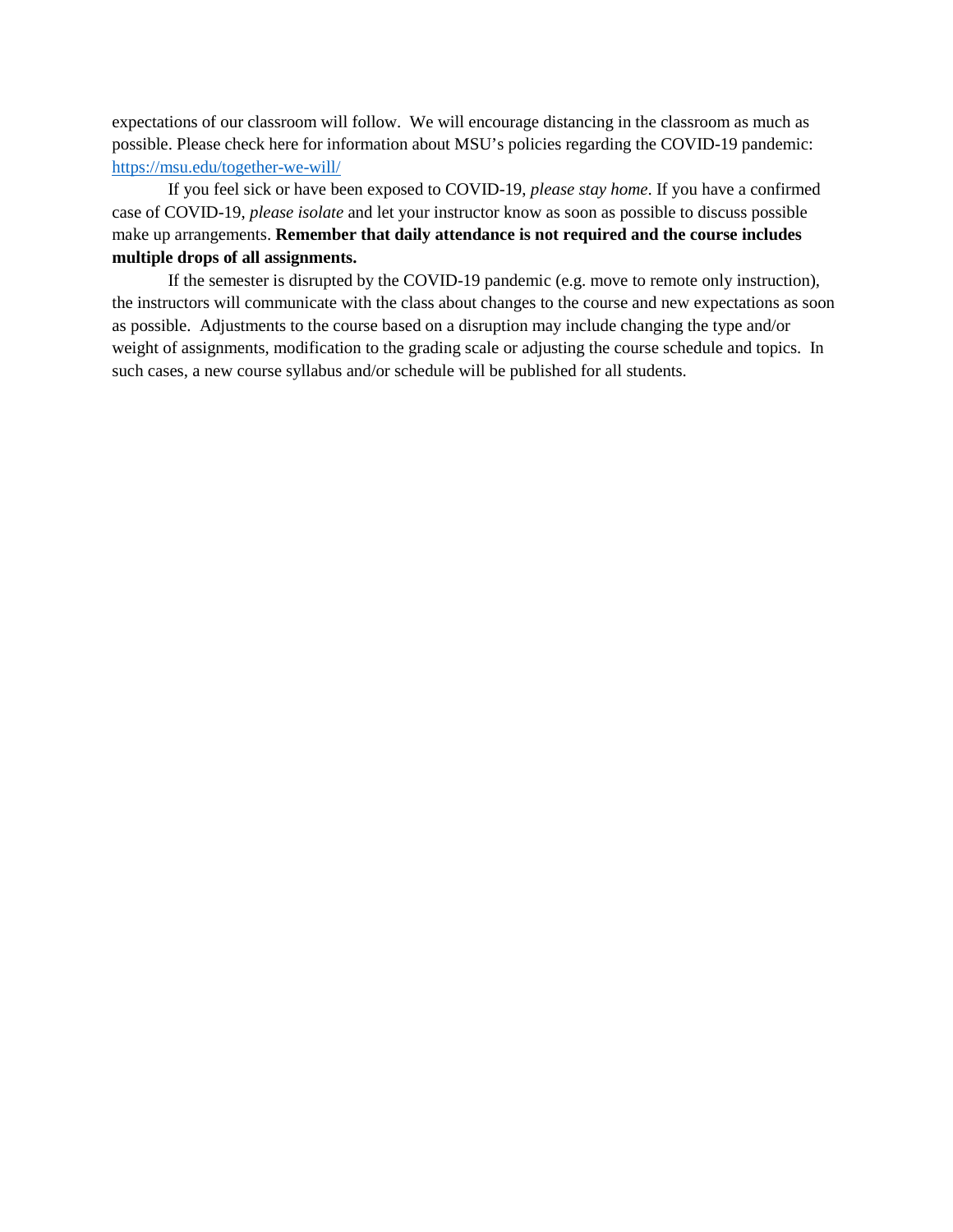expectations of our classroom will follow. We will encourage distancing in the classroom as much as possible. Please check here for information about MSU's policies regarding the COVID-19 pandemic: [https://msu.edu/together-we-will/](https://msu.edu/together-we-will/)

If you feel sick or have been exposed to COVID-19, *please stay home*. If you have a confirmed case of COVID-19, *please isolate* and let your instructor know as soon as possible to discuss possible make up arrangements. **Remember that daily attendance is not required and the course includes multiple drops of all assignments.**

If the semester is disrupted by the COVID-19 pandemic (e.g. move to remote only instruction), the instructors will communicate with the class about changes to the course and new expectations as soon as possible. Adjustments to the course based on a disruption may include changing the type and/or weight of assignments, modification to the grading scale or adjusting the course schedule and topics. In such cases, a new course syllabus and/or schedule will be published for all students.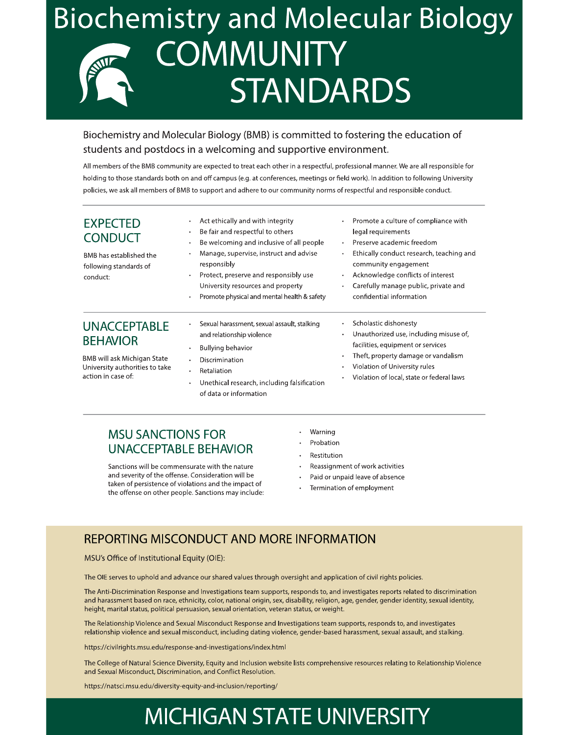# Biochemistry and Molecular Biology

# COMMUNITY STANDARDS

Biochemistry and Molecular Biology (BMB) is committed to fostering the education of students and postdocs in a welcoming and supportive environment.

All members of the BMB community are expected to treat each other in a respectful, professional manner. We are all responsible for holding to those standards both on and off campus (e.g. at conferences, meetings or field work). In addition to following University policies, we ask all members of BMB to support and adhere to our community norms of respectful and responsible conduct.

---

## EXPECTED CONDUCT

BMB has established the following standards of conduct:

- Act ethically and with integrity
- Be fair and respectful to others
- Be welcoming and inclusive of all people
- Manage, supervise, instruct and advise responsibly
- Protect, preserve and responsibly use University resources and property
- Promote physical and mental health & safety
- Promote a culture of compliance with legal requirements
- Preserve academic freedom
- Ethically conduct research, teaching and community engagement
- Acknowledge conflicts of interest
- Carefully manage public, private and confidential information

---

## UNACCEPTABLE BEHAVIOR

BMB will ask Michigan State University authorities to take action in case of:

- Sexual harassment, sexual assault, stalking and relationship violence
- Bullying behavior
- Discrimination
- Retaliation
- Unethical research, including falsification of data or information
- Scholastic dishonesty
- Unauthorized use, including misuse of, facilities, equipment or services
- Theft, property damage or vandalism
- Violation of University rules
- Violation of local, state or federal laws

---

## MSU SANCTIONS FOR UNACCEPTABLE BEHAVIOR

Sanctions will be commensurate with the nature and severity of the offense. Consideration will be taken of persistence of violations and the impact of the offense on other people. Sanctions may include:

- Warning
- Probation
- Restitution
- Reassignment of work activities
- Paid or unpaid leave of absence
- Termination of employment

## REPORTING MISCONDUCT AND MORE INFORMATION

MSU's Office of Institutional Equity (OIE):

The OIE serves to uphold and advance our shared values through oversight and application of civil rights policies.

The Anti-Discrimination Response and Investigations team supports, responds to, and investigates reports related to discrimination and harassment based on race, ethnicity, color, national origin, sex, disability, religion, age, gender, gender identity, sexual identity, height, marital status, political persuasion, sexual orientation, veteran status, or weight.

The Relationship Violence and Sexual Misconduct Response and Investigations team supports, responds to, and investigates relationship violence and sexual misconduct, including dating violence, gender-based harassment, sexual assault, and stalking.

https://civilrights.msu.edu/response-and-investigations/index.html

The College of Natural Science Diversity, Equity and Inclusion website lists comprehensive resources relating to Relationship Violence and Sexual Misconduct, Discrimination, and Conflict Resolution.

https://natsci.msu.edu/diversity-equity-and-inclusion/reporting/

MICHIGAN STATE UNIVERSITY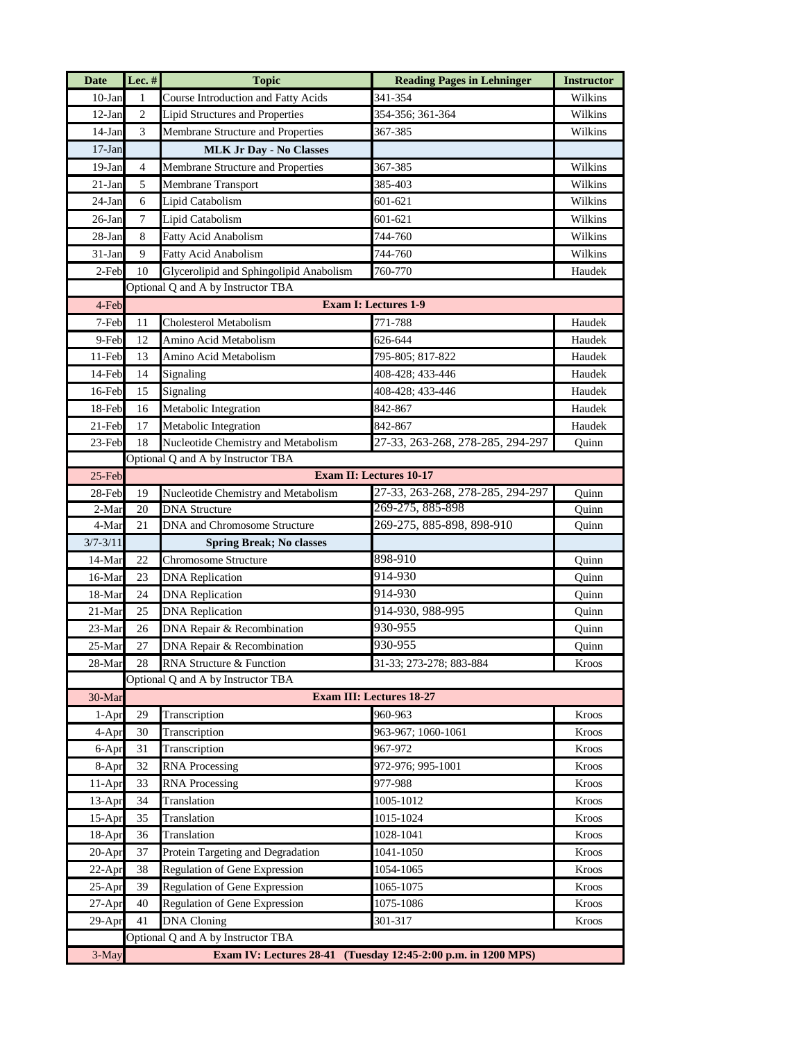| Date | Lec. # | Topic | Reading Pages in Lehninger | Instructor |
|---|---|---|---|---|
| 10-Jan | 1 | Course Introduction and Fatty Acids | 341-354 | Wilkins |
| 12-Jan | 2 | Lipid Structures and Properties | 354-356; 361-364 | Wilkins |
| 14-Jan | 3 | Membrane Structure and Properties | 367-385 | Wilkins |
| 17-Jan | | **MLK Jr Day - No Classes** | | |
| 19-Jan | 4 | Membrane Structure and Properties | 367-385 | Wilkins |
| 21-Jan | 5 | Membrane Transport | 385-403 | Wilkins |
| 24-Jan | 6 | Lipid Catabolism | 601-621 | Wilkins |
| 26-Jan | 7 | Lipid Catabolism | 601-621 | Wilkins |
| 28-Jan | 8 | Fatty Acid Anabolism | 744-760 | Wilkins |
| 31-Jan | 9 | Fatty Acid Anabolism | 744-760 | Wilkins |
| 2-Feb | 10 | Glycerolipid and Sphingolipid Anabolism | 760-770 | Haudek |
| | Optional Q and A by Instructor TBA | | | |
| 4-Feb | **Exam I: Lectures 1-9** | | | |
| 7-Feb | 11 | Cholesterol Metabolism | 771-788 | Haudek |
| 9-Feb | 12 | Amino Acid Metabolism | 626-644 | Haudek |
| 11-Feb | 13 | Amino Acid Metabolism | 795-805; 817-822 | Haudek |
| 14-Feb | 14 | Signaling | 408-428; 433-446 | Haudek |
| 16-Feb | 15 | Signaling | 408-428; 433-446 | Haudek |
| 18-Feb | 16 | Metabolic Integration | 842-867 | Haudek |
| 21-Feb | 17 | Metabolic Integration | 842-867 | Haudek |
| 23-Feb | 18 | Nucleotide Chemistry and Metabolism | 27-33, 263-268, 278-285, 294-297 | Quinn |
| | Optional Q and A by Instructor TBA | | | |
| 25-Feb | **Exam II: Lectures 10-17** | | | |
| 28-Feb | 19 | Nucleotide Chemistry and Metabolism | 27-33, 263-268, 278-285, 294-297 | Quinn |
| 2-Mar | 20 | DNA Structure | 269-275, 885-898 | Quinn |
| 4-Mar | 21 | DNA and Chromosome Structure | 269-275, 885-898, 898-910 | Quinn |
| 3/7-3/11 | | **Spring Break; No classes** | | |
| 14-Mar | 22 | Chromosome Structure | 898-910 | Quinn |
| 16-Mar | 23 | DNA Replication | 914-930 | Quinn |
| 18-Mar | 24 | DNA Replication | 914-930 | Quinn |
| 21-Mar | 25 | DNA Replication | 914-930, 988-995 | Quinn |
| 23-Mar | 26 | DNA Repair & Recombination | 930-955 | Quinn |
| 25-Mar | 27 | DNA Repair & Recombination | 930-955 | Quinn |
| 28-Mar | 28 | RNA Structure & Function | 31-33; 273-278; 883-884 | Kroos |
| | Optional Q and A by Instructor TBA | | | |
| 30-Mar | **Exam III: Lectures 18-27** | | | |
| 1-Apr | 29 | Transcription | 960-963 | Kroos |
| 4-Apr | 30 | Transcription | 963-967; 1060-1061 | Kroos |
| 6-Apr | 31 | Transcription | 967-972 | Kroos |
| 8-Apr | 32 | RNA Processing | 972-976; 995-1001 | Kroos |
| 11-Apr | 33 | RNA Processing | 977-988 | Kroos |
| 13-Apr | 34 | Translation | 1005-1012 | Kroos |
| 15-Apr | 35 | Translation | 1015-1024 | Kroos |
| 18-Apr | 36 | Translation | 1028-1041 | Kroos |
| 20-Apr | 37 | Protein Targeting and Degradation | 1041-1050 | Kroos |
| 22-Apr | 38 | Regulation of Gene Expression | 1054-1065 | Kroos |
| 25-Apr | 39 | Regulation of Gene Expression | 1065-1075 | Kroos |
| 27-Apr | 40 | Regulation of Gene Expression | 1075-1086 | Kroos |
| 29-Apr | 41 | DNA Cloning | 301-317 | Kroos |
| | Optional Q and A by Instructor TBA | | | |
| 3-May | **Exam IV: Lectures 28-41 (Tuesday 12:45-2:00 p.m. in 1200 MPS)** | | | |